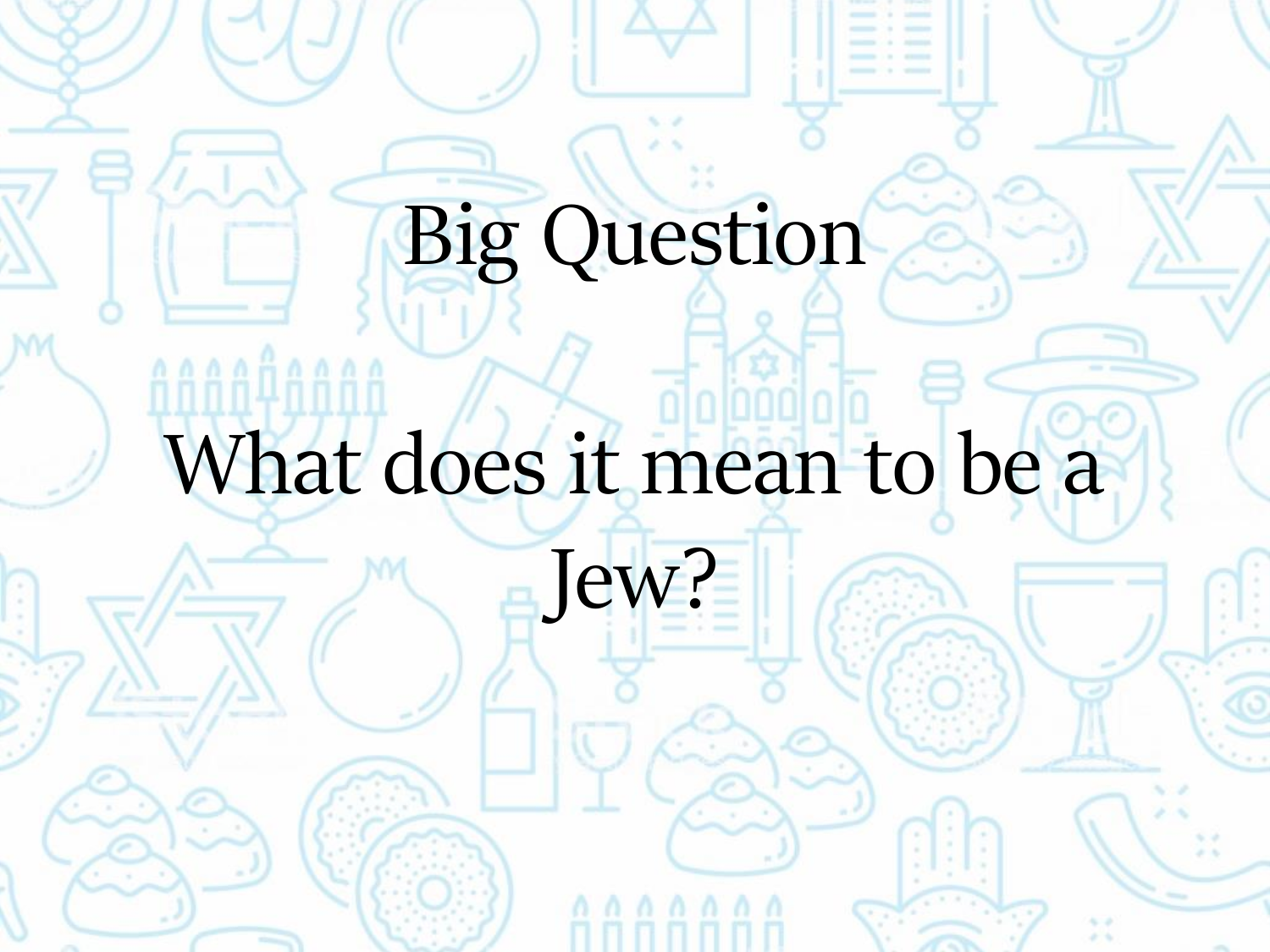# Big Question

## What does it mean to be a Jew?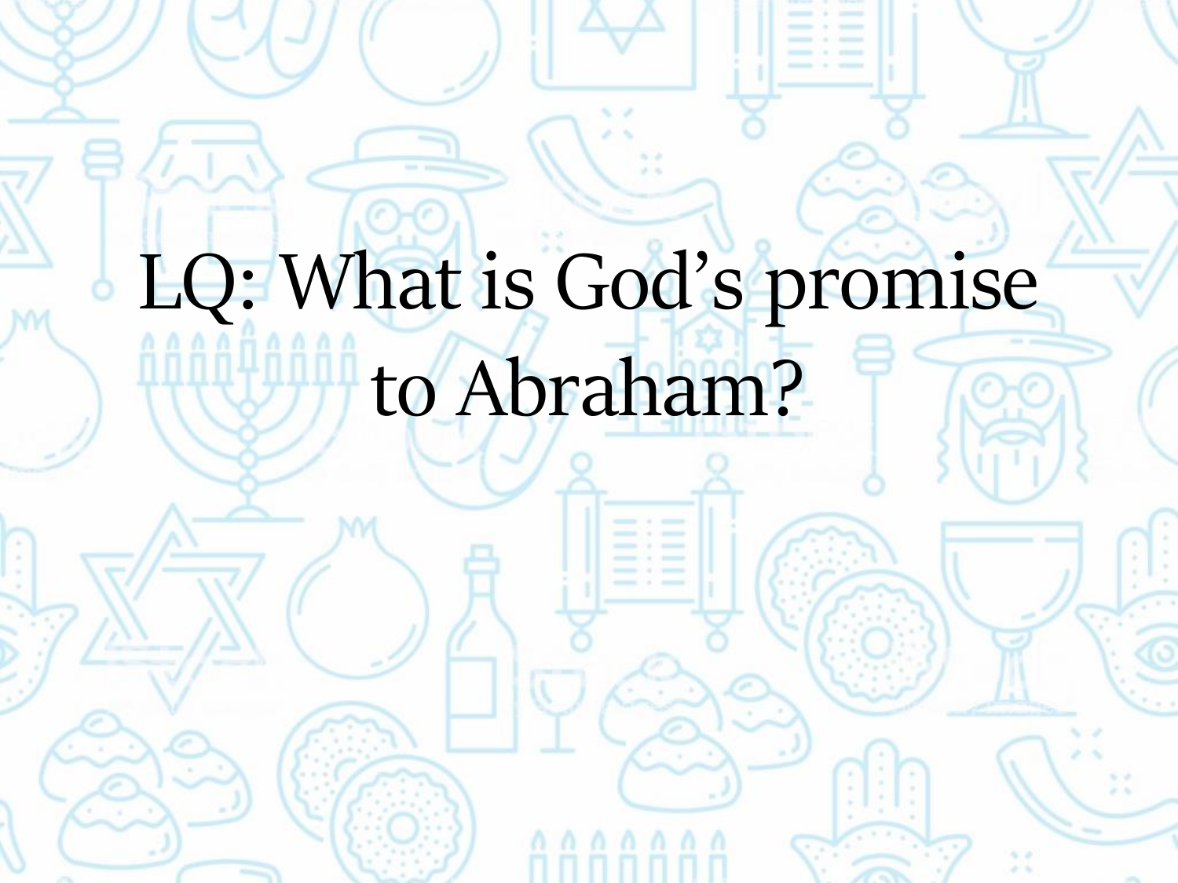# LQ: What is God's promise to Abraham?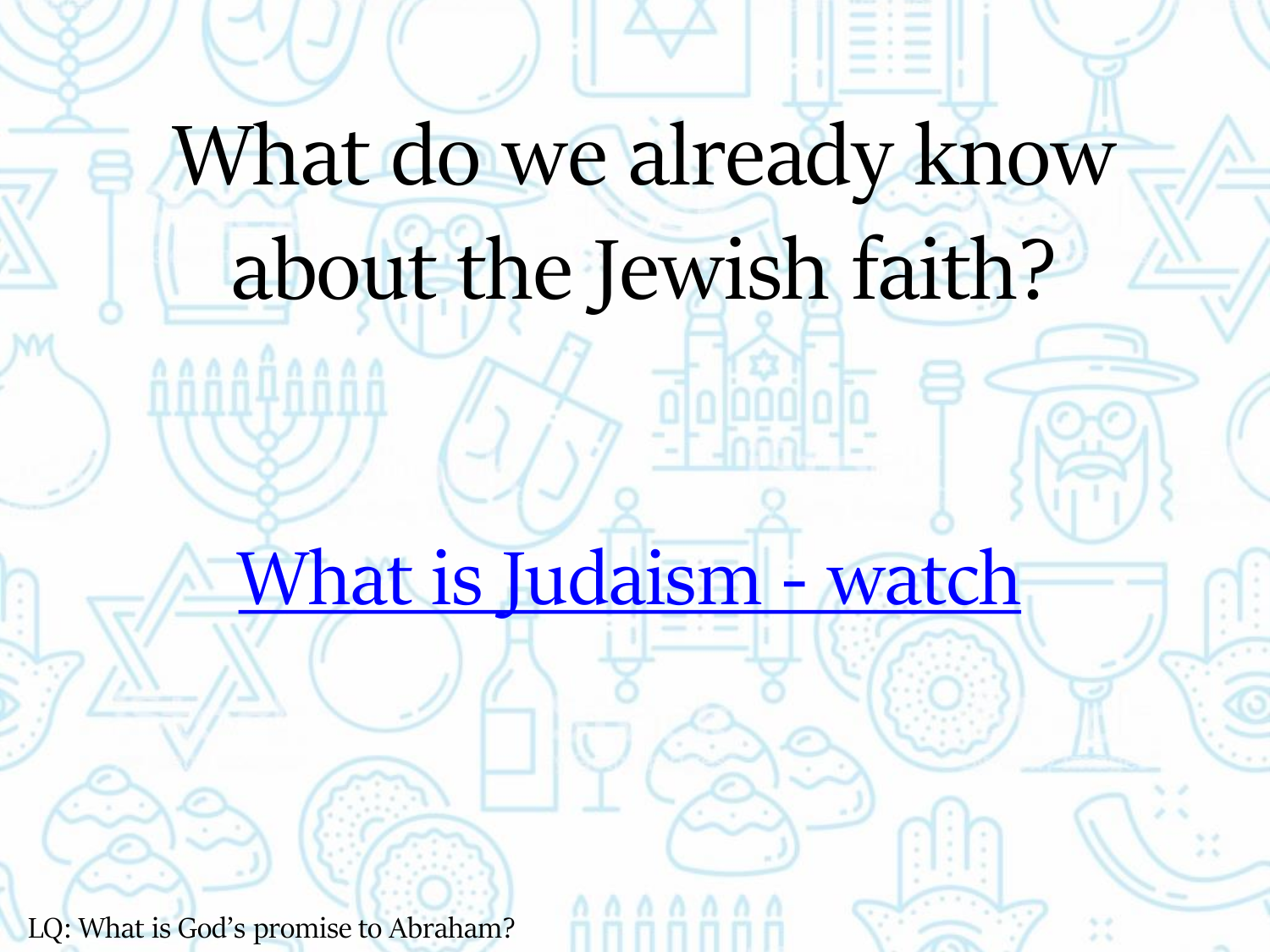# What do we already know about the Jewish faith?

What is Judaism - watch

LQ: What is God's promise to Abraham?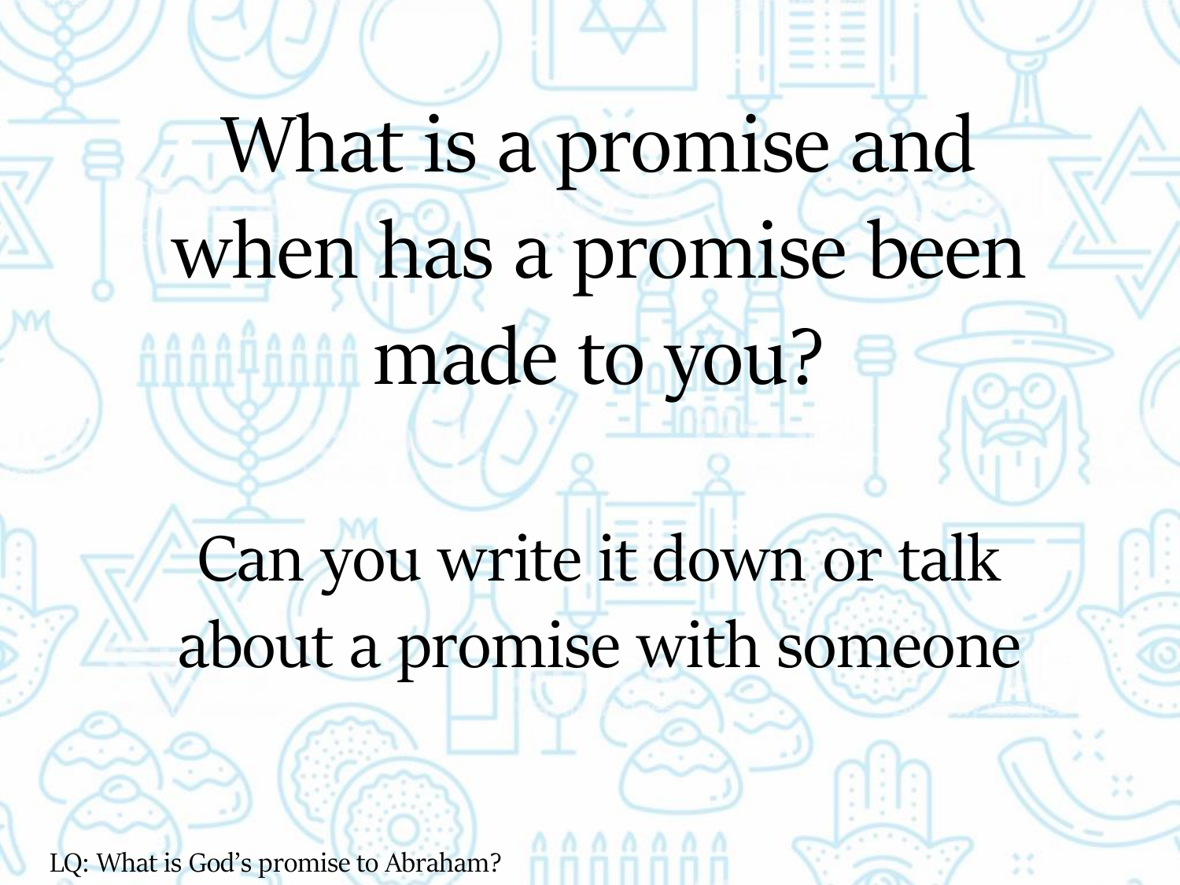# What is a promise and when has a promise been made to you?

## Can you write it down or talk about a promise with someone

LQ: What is God's promise to Abraham?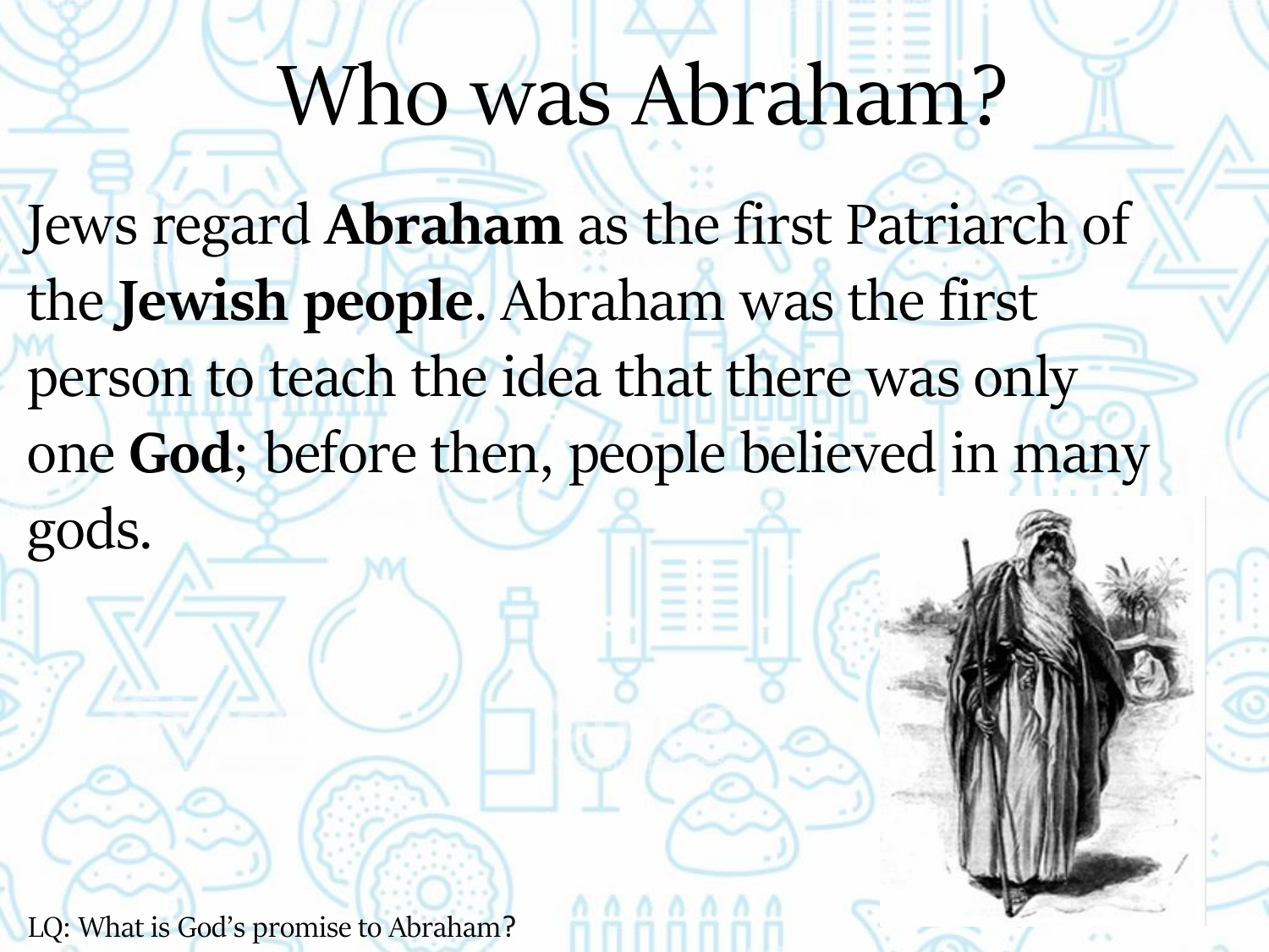# Who was Abraham?

Jews regard **Abraham** as the first Patriarch of the **Jewish people**. Abraham was the first person to teach the idea that there was only one **God**; before then, people believed in many gods.

LQ: What is God's promise to Abraham?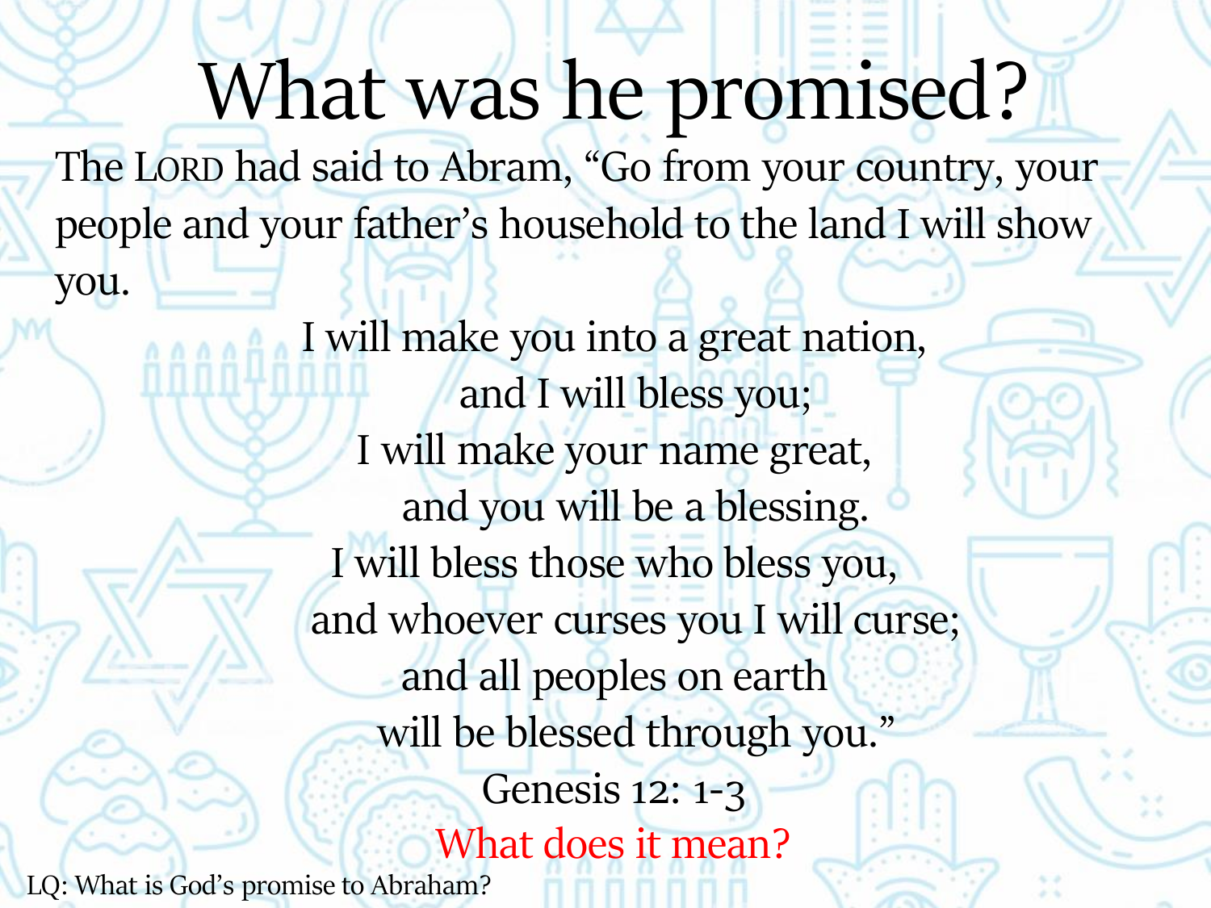# What was he promised?

The LORD had said to Abram, "Go from your country, your people and your father's household to the land I will show you.

I will make you into a great nation,
and I will bless you;
I will make your name great,
and you will be a blessing.
I will bless those who bless you,
and whoever curses you I will curse;
and all peoples on earth
will be blessed through you."

Genesis 12: 1-3

What does it mean?

LQ: What is God's promise to Abraham?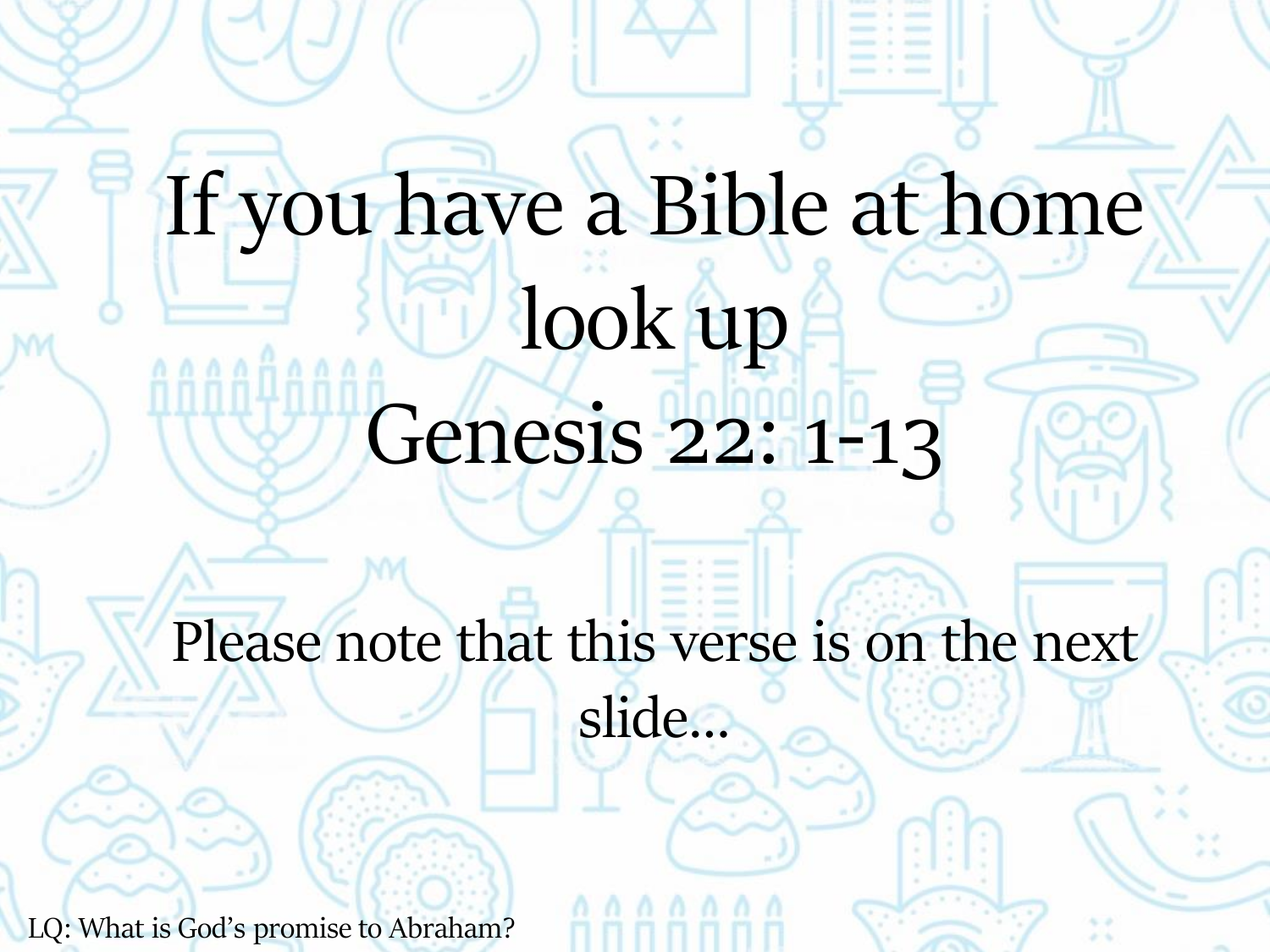# If you have a Bible at home look up Genesis 22: 1-13

Please note that this verse is on the next slide…

LQ: What is God's promise to Abraham?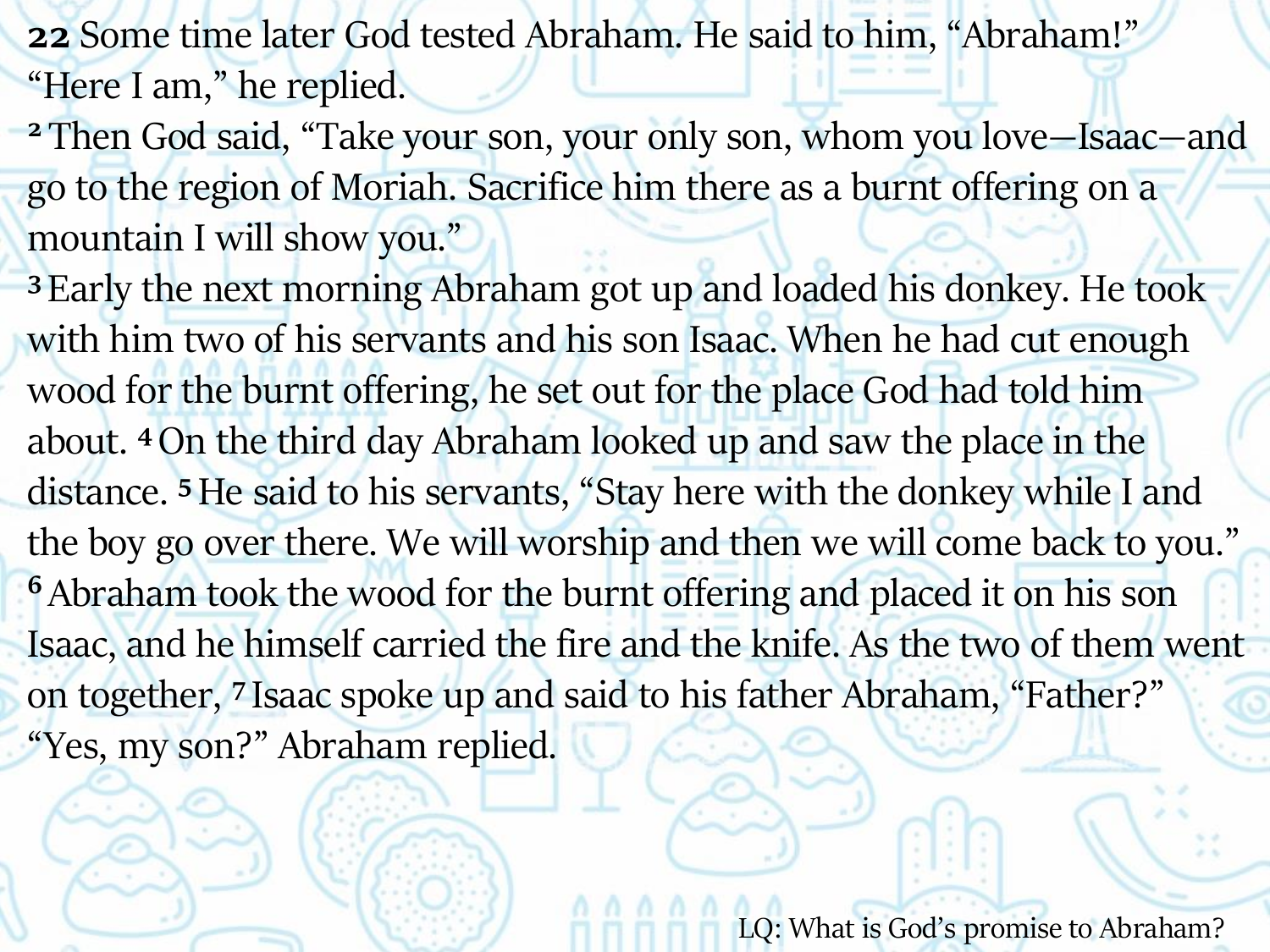**22** Some time later God tested Abraham. He said to him, "Abraham!"
"Here I am," he replied.

[2] Then God said, "Take your son, your only son, whom you love—Isaac—and go to the region of Moriah. Sacrifice him there as a burnt offering on a mountain I will show you."

[3] Early the next morning Abraham got up and loaded his donkey. He took with him two of his servants and his son Isaac. When he had cut enough wood for the burnt offering, he set out for the place God had told him about. [4] On the third day Abraham looked up and saw the place in the distance. [5] He said to his servants, "Stay here with the donkey while I and the boy go over there. We will worship and then we will come back to you."

[6] Abraham took the wood for the burnt offering and placed it on his son Isaac, and he himself carried the fire and the knife. As the two of them went on together, [7] Isaac spoke up and said to his father Abraham, "Father?"
"Yes, my son?" Abraham replied.

LQ: What is God's promise to Abraham?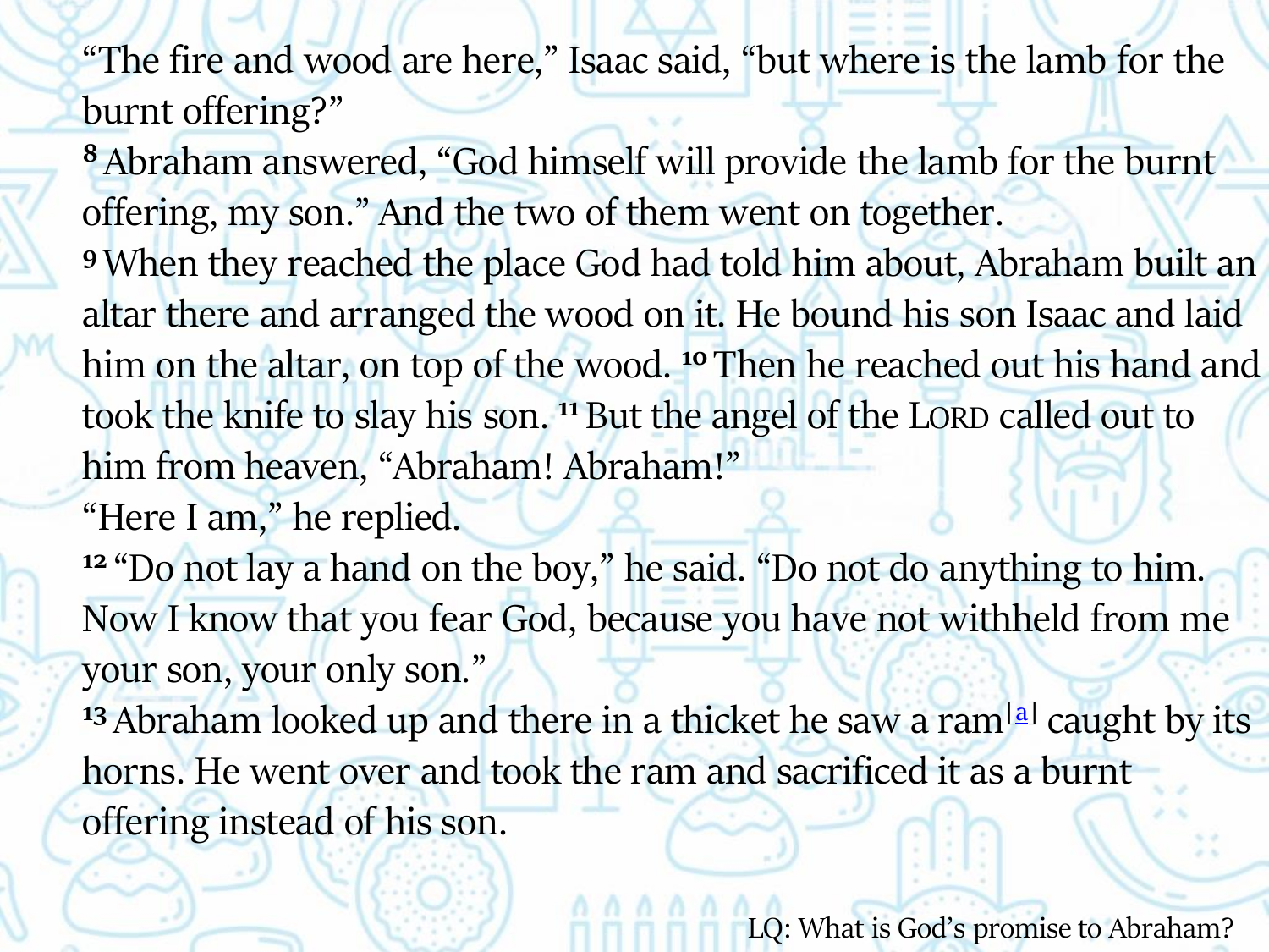“The fire and wood are here,” Isaac said, “but where is the lamb for the burnt offering?”

8 Abraham answered, “God himself will provide the lamb for the burnt offering, my son.” And the two of them went on together.

9 When they reached the place God had told him about, Abraham built an altar there and arranged the wood on it. He bound his son Isaac and laid him on the altar, on top of the wood. 10 Then he reached out his hand and took the knife to slay his son. 11 But the angel of the LORD called out to him from heaven, “Abraham! Abraham!”

“Here I am,” he replied.

12 “Do not lay a hand on the boy,” he said. “Do not do anything to him. Now I know that you fear God, because you have not withheld from me your son, your only son.”

13 Abraham looked up and there in a thicket he saw a ram[a] caught by its horns. He went over and took the ram and sacrificed it as a burnt offering instead of his son.

LQ: What is God’s promise to Abraham?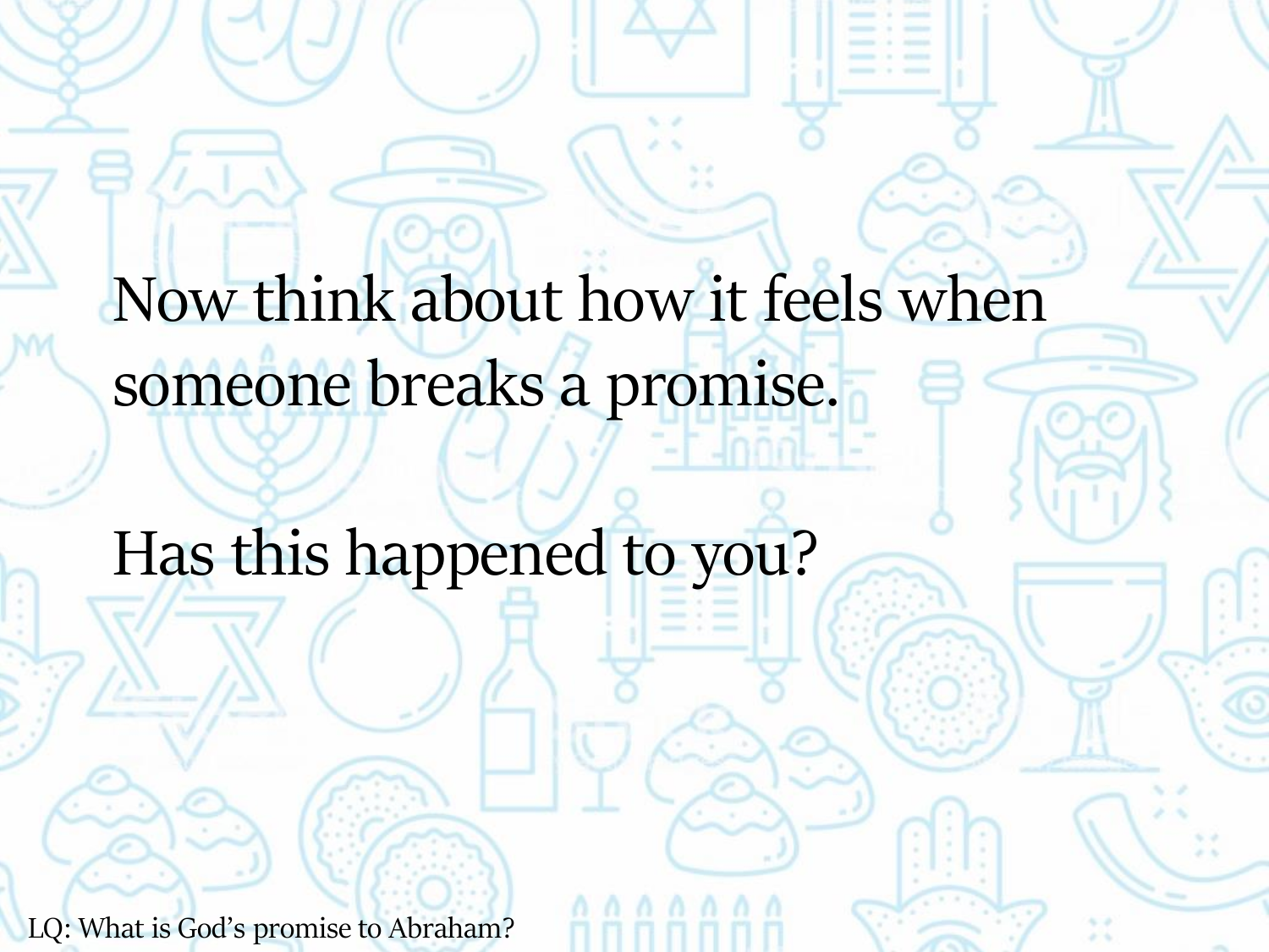Now think about how it feels when someone breaks a promise.

Has this happened to you?

LQ: What is God's promise to Abraham?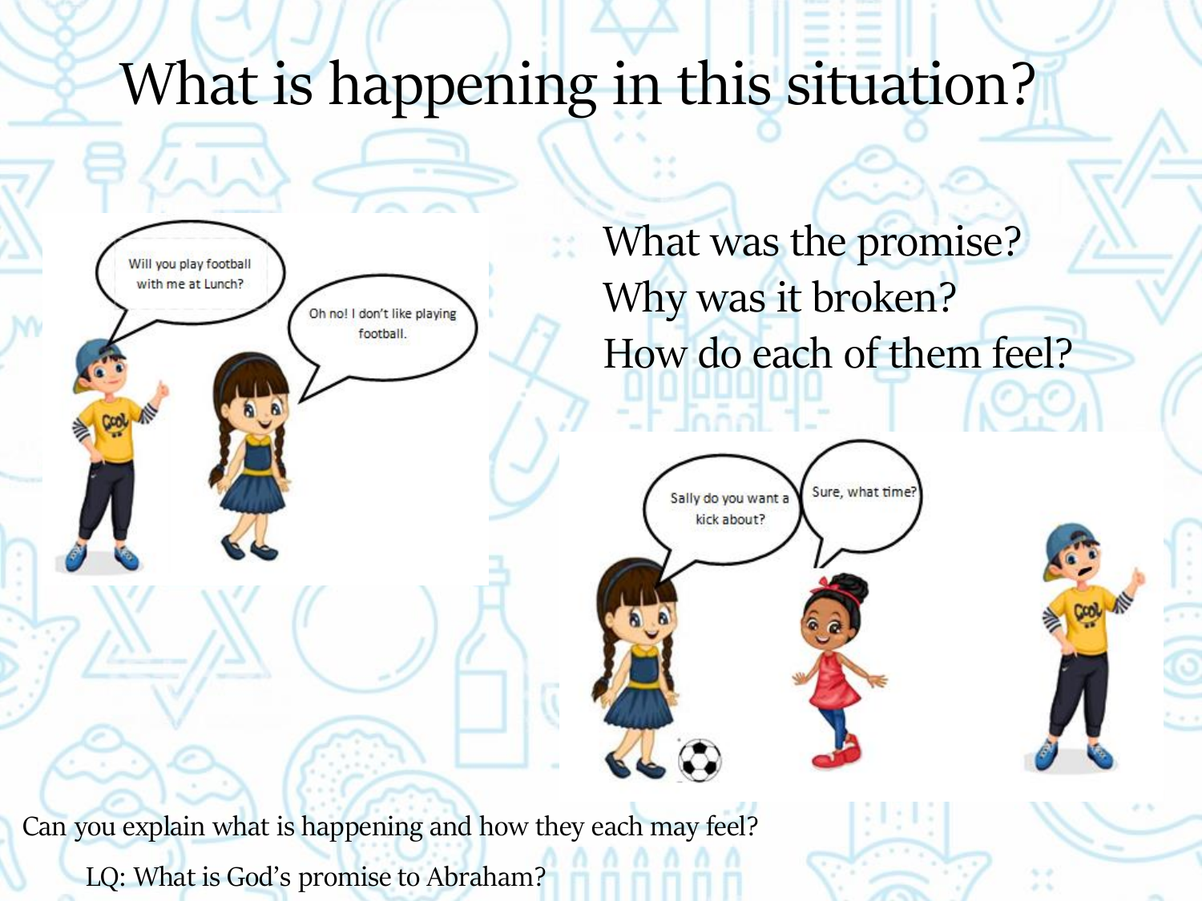# What is happening in this situation?

What was the promise?
Why was it broken?
How do each of them feel?

Will you play football with me at Lunch?

Oh no! I don't like playing football.

Sally do you want a kick about?

Sure, what time?

Can you explain what is happening and how they each may feel?

LQ: What is God's promise to Abraham?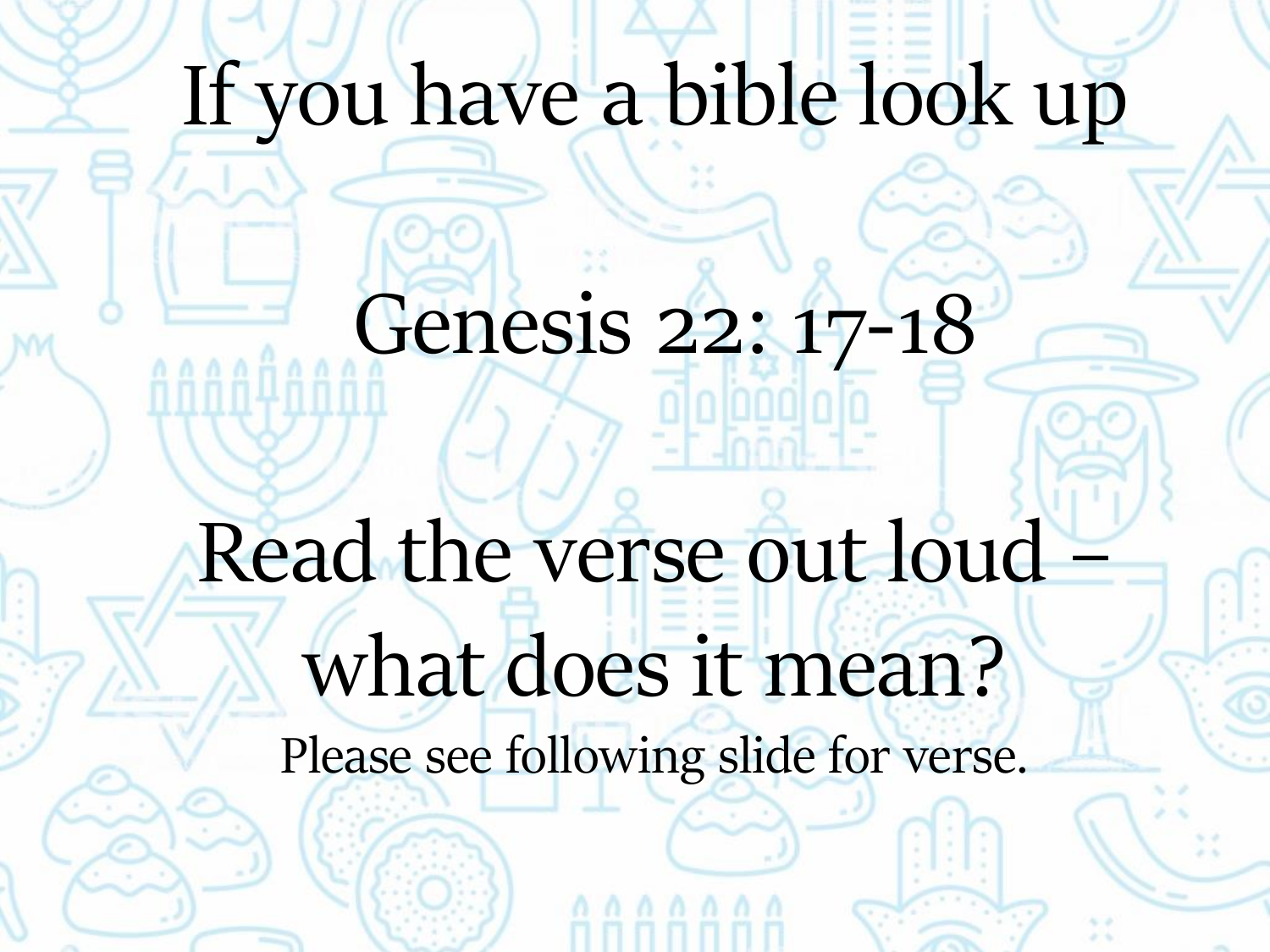# If you have a bible look up

# Genesis 22: 17-18

# Read the verse out loud – what does it mean?

Please see following slide for verse.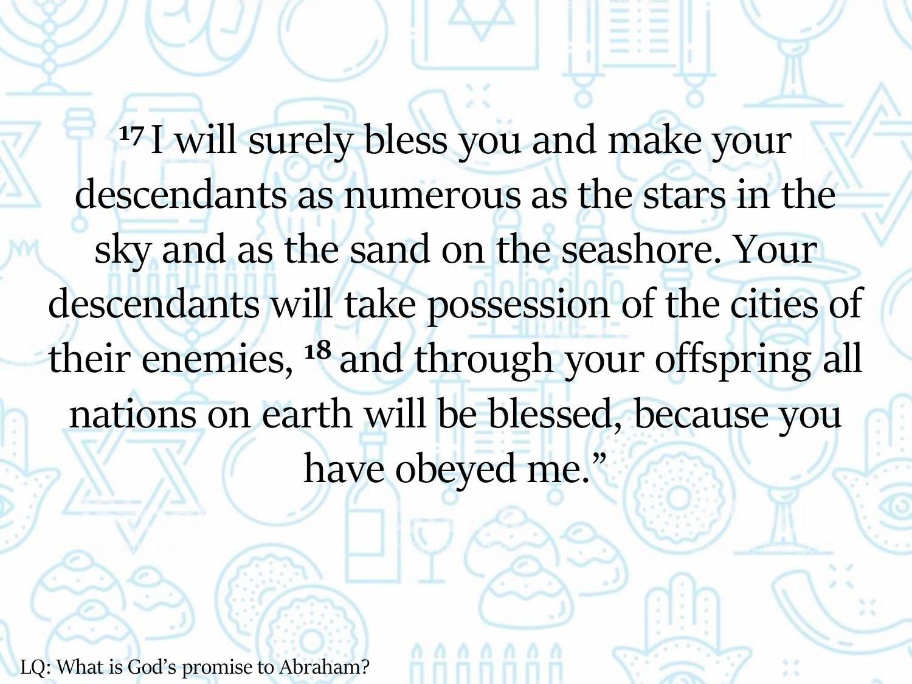[17] I will surely bless you and make your descendants as numerous as the stars in the sky and as the sand on the seashore. Your descendants will take possession of the cities of their enemies, [18] and through your offspring all nations on earth will be blessed, because you have obeyed me."

LQ: What is God's promise to Abraham?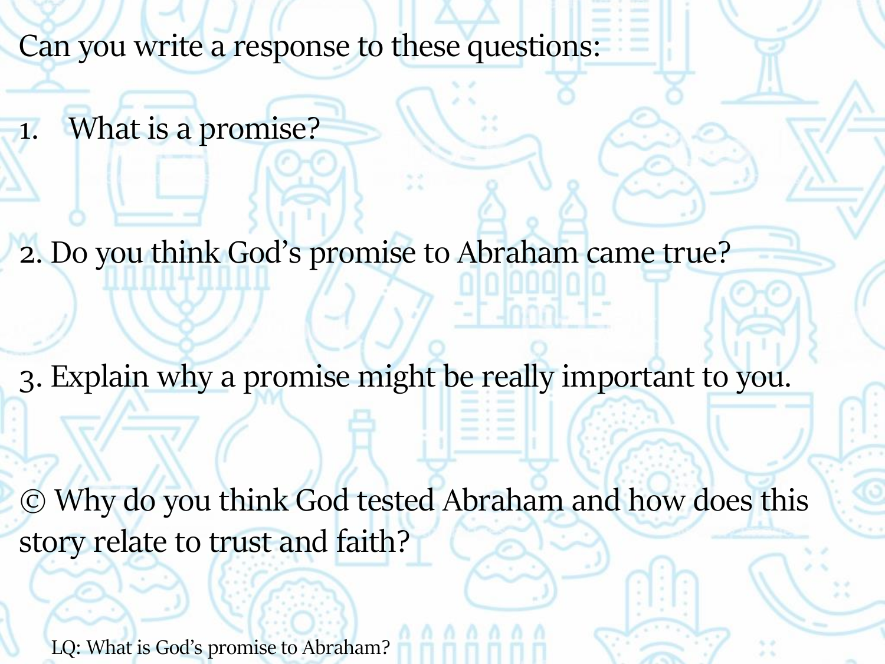Can you write a response to these questions:

1. What is a promise?

2. Do you think God's promise to Abraham came true?

3. Explain why a promise might be really important to you.

© Why do you think God tested Abraham and how does this story relate to trust and faith?

LQ: What is God's promise to Abraham?